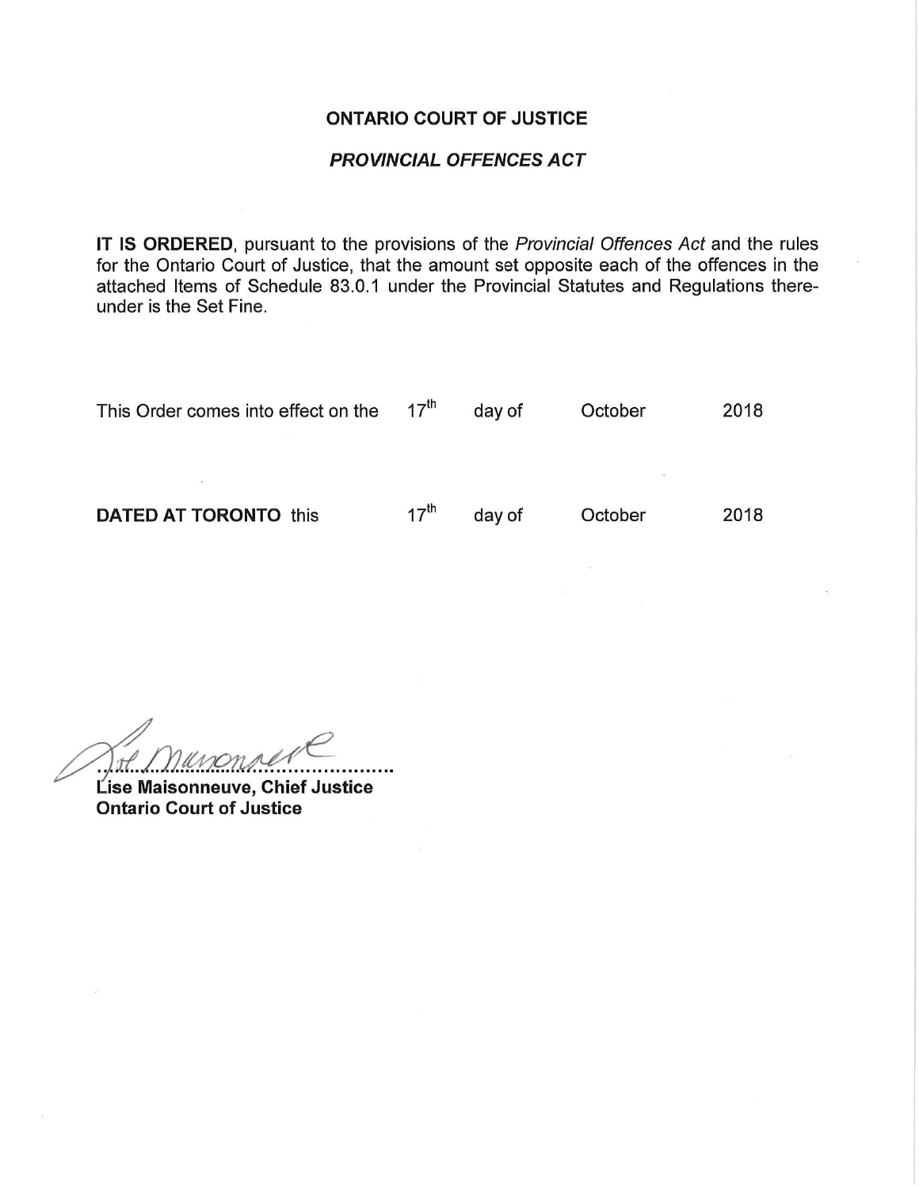**ONTARIO COURT OF JUSTICE**

***PROVINCIAL OFFENCES ACT***

**IT IS ORDERED**, pursuant to the provisions of the *Provincial Offences Act* and the rules for the Ontario Court of Justice, that the amount set opposite each of the offences in the attached Items of Schedule 83.0.1 under the Provincial Statutes and Regulations thereunder is the Set Fine.

This Order comes into effect on the 17th day of October 2018

**DATED AT TORONTO** this 17th day of October 2018

**Lise Maisonneuve, Chief Justice**
**Ontario Court of Justice**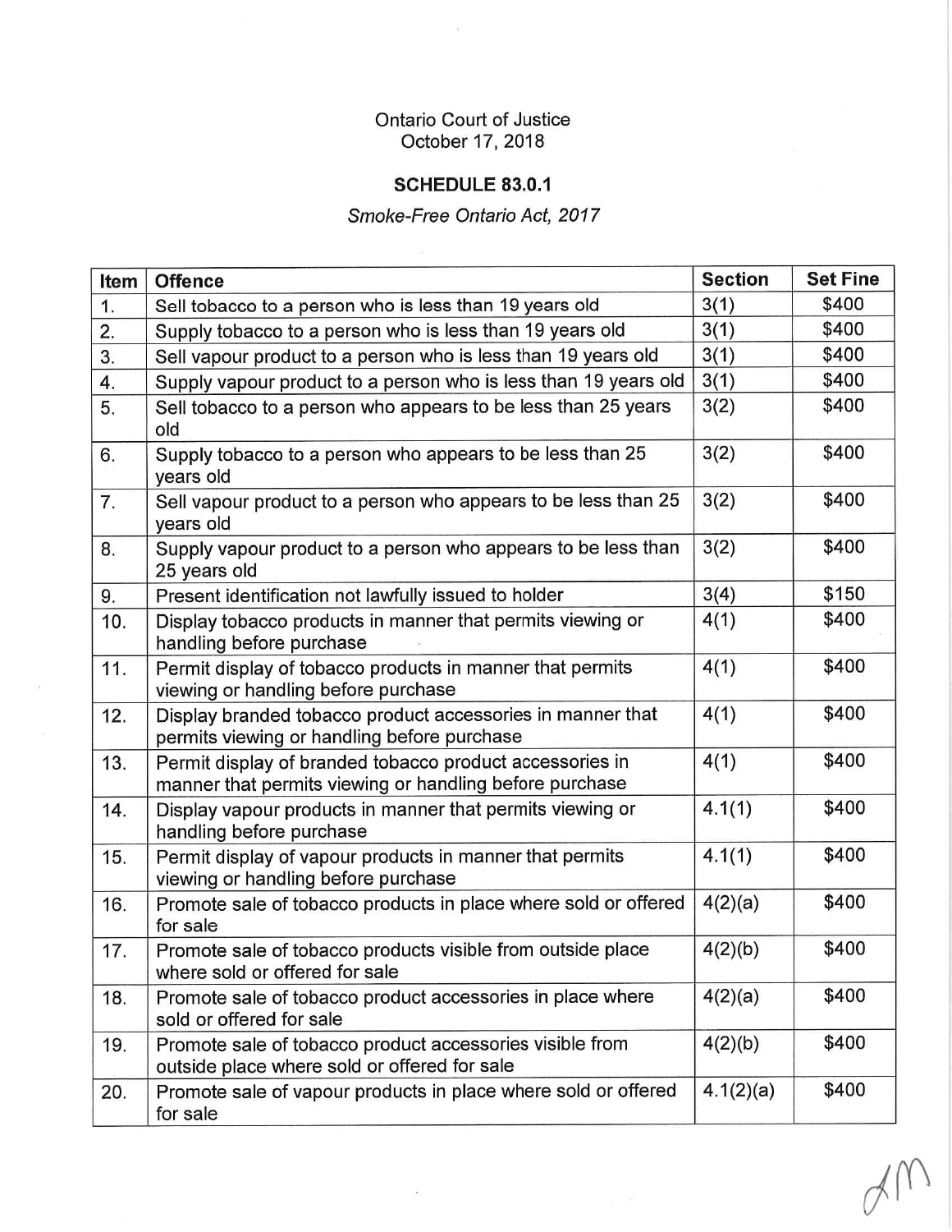Ontario Court of Justice
October 17, 2018

## SCHEDULE 83.0.1

*Smoke-Free Ontario Act, 2017*

| Item | Offence | Section | Set Fine |
|---|---|---|---|
| 1. | Sell tobacco to a person who is less than 19 years old | 3(1) | $400 |
| 2. | Supply tobacco to a person who is less than 19 years old | 3(1) | $400 |
| 3. | Sell vapour product to a person who is less than 19 years old | 3(1) | $400 |
| 4. | Supply vapour product to a person who is less than 19 years old | 3(1) | $400 |
| 5. | Sell tobacco to a person who appears to be less than 25 years old | 3(2) | $400 |
| 6. | Supply tobacco to a person who appears to be less than 25 years old | 3(2) | $400 |
| 7. | Sell vapour product to a person who appears to be less than 25 years old | 3(2) | $400 |
| 8. | Supply vapour product to a person who appears to be less than 25 years old | 3(2) | $400 |
| 9. | Present identification not lawfully issued to holder | 3(4) | $150 |
| 10. | Display tobacco products in manner that permits viewing or handling before purchase | 4(1) | $400 |
| 11. | Permit display of tobacco products in manner that permits viewing or handling before purchase | 4(1) | $400 |
| 12. | Display branded tobacco product accessories in manner that permits viewing or handling before purchase | 4(1) | $400 |
| 13. | Permit display of branded tobacco product accessories in manner that permits viewing or handling before purchase | 4(1) | $400 |
| 14. | Display vapour products in manner that permits viewing or handling before purchase | 4.1(1) | $400 |
| 15. | Permit display of vapour products in manner that permits viewing or handling before purchase | 4.1(1) | $400 |
| 16. | Promote sale of tobacco products in place where sold or offered for sale | 4(2)(a) | $400 |
| 17. | Promote sale of tobacco products visible from outside place where sold or offered for sale | 4(2)(b) | $400 |
| 18. | Promote sale of tobacco product accessories in place where sold or offered for sale | 4(2)(a) | $400 |
| 19. | Promote sale of tobacco product accessories visible from outside place where sold or offered for sale | 4(2)(b) | $400 |
| 20. | Promote sale of vapour products in place where sold or offered for sale | 4.1(2)(a) | $400 |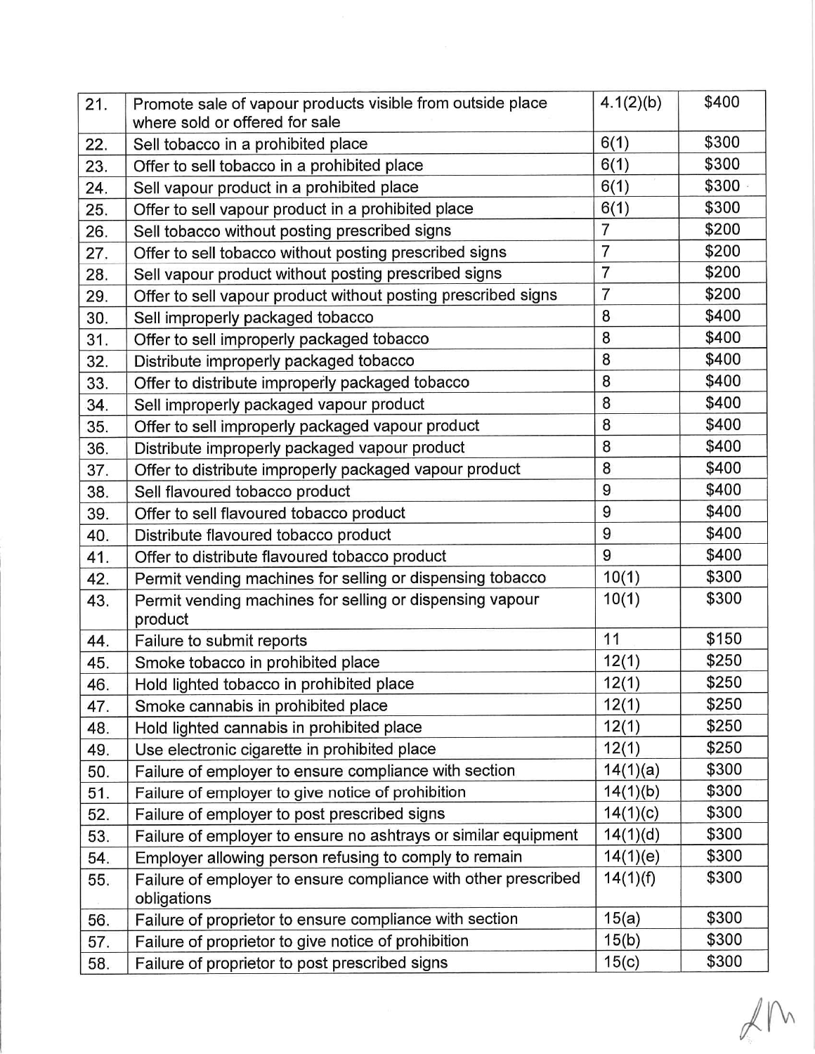| 21. | Promote sale of vapour products visible from outside place where sold or offered for sale | 4.1(2)(b) | $400 |
|---|---|---|---|
| 22. | Sell tobacco in a prohibited place | 6(1) | $300 |
| 23. | Offer to sell tobacco in a prohibited place | 6(1) | $300 |
| 24. | Sell vapour product in a prohibited place | 6(1) | $300 |
| 25. | Offer to sell vapour product in a prohibited place | 6(1) | $300 |
| 26. | Sell tobacco without posting prescribed signs | 7 | $200 |
| 27. | Offer to sell tobacco without posting prescribed signs | 7 | $200 |
| 28. | Sell vapour product without posting prescribed signs | 7 | $200 |
| 29. | Offer to sell vapour product without posting prescribed signs | 7 | $200 |
| 30. | Sell improperly packaged tobacco | 8 | $400 |
| 31. | Offer to sell improperly packaged tobacco | 8 | $400 |
| 32. | Distribute improperly packaged tobacco | 8 | $400 |
| 33. | Offer to distribute improperly packaged tobacco | 8 | $400 |
| 34. | Sell improperly packaged vapour product | 8 | $400 |
| 35. | Offer to sell improperly packaged vapour product | 8 | $400 |
| 36. | Distribute improperly packaged vapour product | 8 | $400 |
| 37. | Offer to distribute improperly packaged vapour product | 8 | $400 |
| 38. | Sell flavoured tobacco product | 9 | $400 |
| 39. | Offer to sell flavoured tobacco product | 9 | $400 |
| 40. | Distribute flavoured tobacco product | 9 | $400 |
| 41. | Offer to distribute flavoured tobacco product | 9 | $400 |
| 42. | Permit vending machines for selling or dispensing tobacco | 10(1) | $300 |
| 43. | Permit vending machines for selling or dispensing vapour product | 10(1) | $300 |
| 44. | Failure to submit reports | 11 | $150 |
| 45. | Smoke tobacco in prohibited place | 12(1) | $250 |
| 46. | Hold lighted tobacco in prohibited place | 12(1) | $250 |
| 47. | Smoke cannabis in prohibited place | 12(1) | $250 |
| 48. | Hold lighted cannabis in prohibited place | 12(1) | $250 |
| 49. | Use electronic cigarette in prohibited place | 12(1) | $250 |
| 50. | Failure of employer to ensure compliance with section | 14(1)(a) | $300 |
| 51. | Failure of employer to give notice of prohibition | 14(1)(b) | $300 |
| 52. | Failure of employer to post prescribed signs | 14(1)(c) | $300 |
| 53. | Failure of employer to ensure no ashtrays or similar equipment | 14(1)(d) | $300 |
| 54. | Employer allowing person refusing to comply to remain | 14(1)(e) | $300 |
| 55. | Failure of employer to ensure compliance with other prescribed obligations | 14(1)(f) | $300 |
| 56. | Failure of proprietor to ensure compliance with section | 15(a) | $300 |
| 57. | Failure of proprietor to give notice of prohibition | 15(b) | $300 |
| 58. | Failure of proprietor to post prescribed signs | 15(c) | $300 |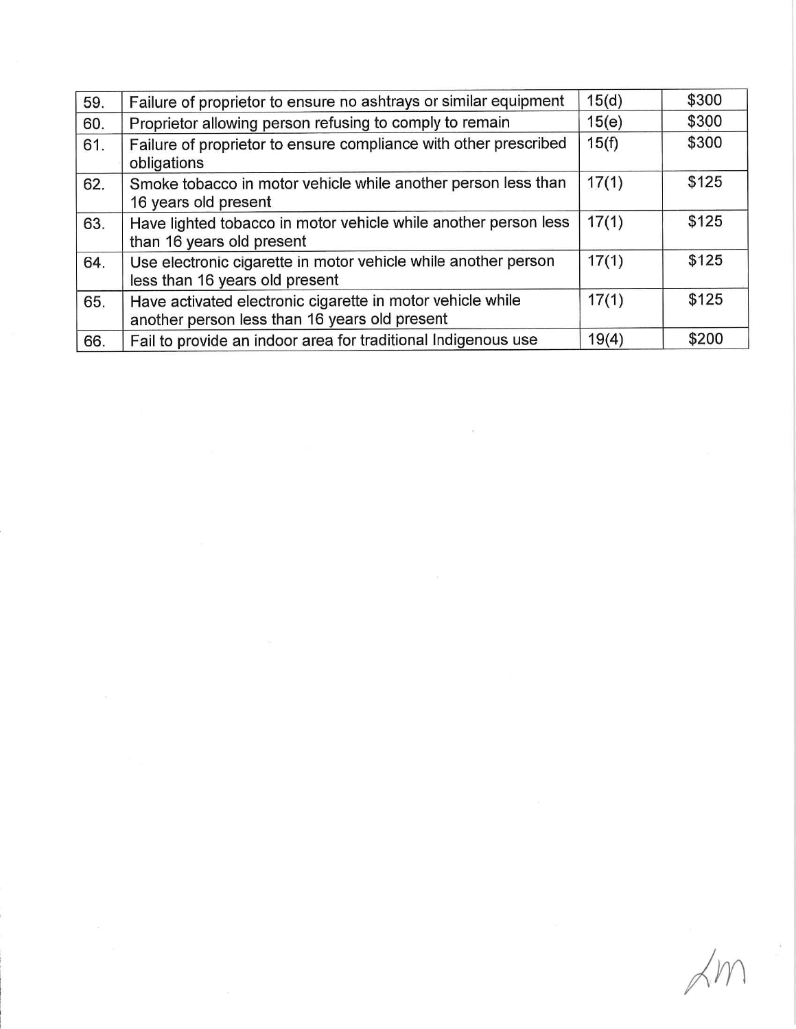| | | | |
|---|---|---|---|
| 59. | Failure of proprietor to ensure no ashtrays or similar equipment | 15(d) | $300 |
| 60. | Proprietor allowing person refusing to comply to remain | 15(e) | $300 |
| 61. | Failure of proprietor to ensure compliance with other prescribed obligations | 15(f) | $300 |
| 62. | Smoke tobacco in motor vehicle while another person less than 16 years old present | 17(1) | $125 |
| 63. | Have lighted tobacco in motor vehicle while another person less than 16 years old present | 17(1) | $125 |
| 64. | Use electronic cigarette in motor vehicle while another person less than 16 years old present | 17(1) | $125 |
| 65. | Have activated electronic cigarette in motor vehicle while another person less than 16 years old present | 17(1) | $125 |
| 66. | Fail to provide an indoor area for traditional Indigenous use | 19(4) | $200 |